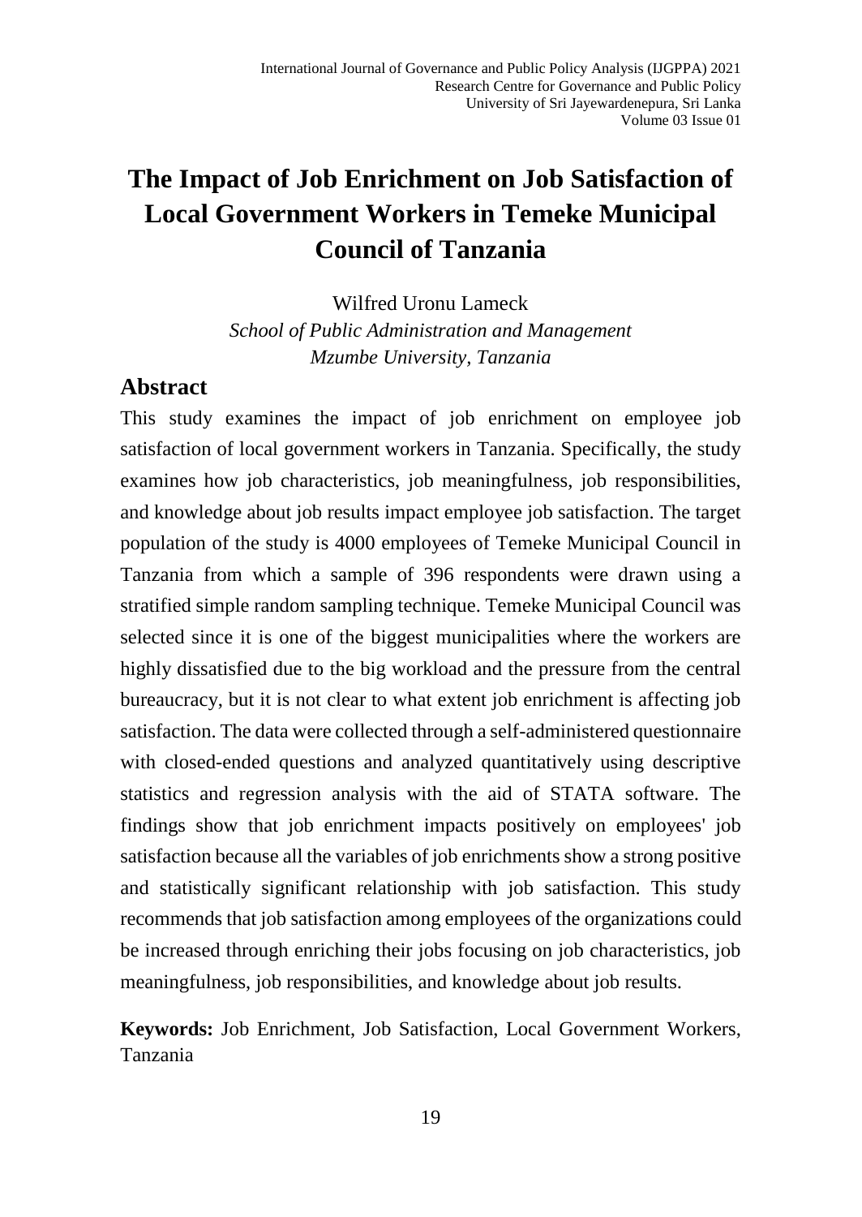# The Impact of Job Enrichment on Job Satisfaction of Local Government Workers in Temeke Municipal Council of Tanzania

Wilfred Uronu Lameck

*School of Public Administration and Management*
*Mzumbe University, Tanzania*

## Abstract

This study examines the impact of job enrichment on employee job satisfaction of local government workers in Tanzania. Specifically, the study examines how job characteristics, job meaningfulness, job responsibilities, and knowledge about job results impact employee job satisfaction. The target population of the study is 4000 employees of Temeke Municipal Council in Tanzania from which a sample of 396 respondents were drawn using a stratified simple random sampling technique. Temeke Municipal Council was selected since it is one of the biggest municipalities where the workers are highly dissatisfied due to the big workload and the pressure from the central bureaucracy, but it is not clear to what extent job enrichment is affecting job satisfaction. The data were collected through a self-administered questionnaire with closed-ended questions and analyzed quantitatively using descriptive statistics and regression analysis with the aid of STATA software. The findings show that job enrichment impacts positively on employees' job satisfaction because all the variables of job enrichments show a strong positive and statistically significant relationship with job satisfaction. This study recommends that job satisfaction among employees of the organizations could be increased through enriching their jobs focusing on job characteristics, job meaningfulness, job responsibilities, and knowledge about job results.

**Keywords:** Job Enrichment, Job Satisfaction, Local Government Workers, Tanzania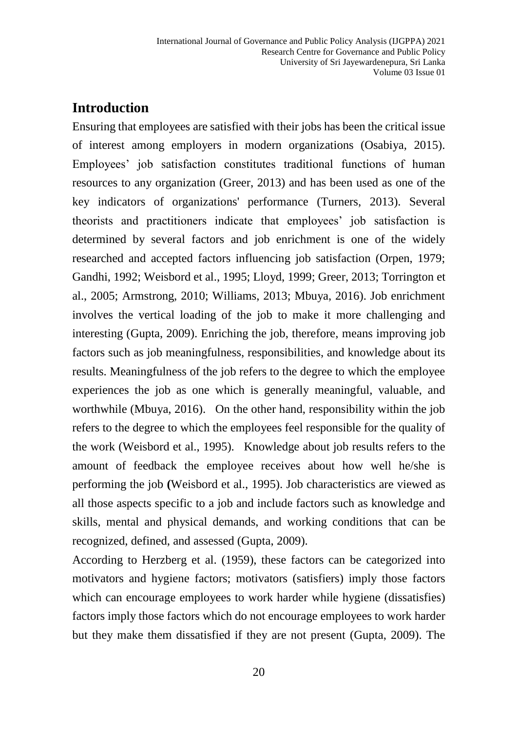## Introduction

Ensuring that employees are satisfied with their jobs has been the critical issue of interest among employers in modern organizations (Osabiya, 2015). Employees' job satisfaction constitutes traditional functions of human resources to any organization (Greer, 2013) and has been used as one of the key indicators of organizations' performance (Turners, 2013). Several theorists and practitioners indicate that employees' job satisfaction is determined by several factors and job enrichment is one of the widely researched and accepted factors influencing job satisfaction (Orpen, 1979; Gandhi, 1992; Weisbord et al., 1995; Lloyd, 1999; Greer, 2013; Torrington et al., 2005; Armstrong, 2010; Williams, 2013; Mbuya, 2016). Job enrichment involves the vertical loading of the job to make it more challenging and interesting (Gupta, 2009). Enriching the job, therefore, means improving job factors such as job meaningfulness, responsibilities, and knowledge about its results. Meaningfulness of the job refers to the degree to which the employee experiences the job as one which is generally meaningful, valuable, and worthwhile (Mbuya, 2016). On the other hand, responsibility within the job refers to the degree to which the employees feel responsible for the quality of the work (Weisbord et al., 1995). Knowledge about job results refers to the amount of feedback the employee receives about how well he/she is performing the job **(**Weisbord et al., 1995). Job characteristics are viewed as all those aspects specific to a job and include factors such as knowledge and skills, mental and physical demands, and working conditions that can be recognized, defined, and assessed (Gupta, 2009).

According to Herzberg et al. (1959), these factors can be categorized into motivators and hygiene factors; motivators (satisfiers) imply those factors which can encourage employees to work harder while hygiene (dissatisfies) factors imply those factors which do not encourage employees to work harder but they make them dissatisfied if they are not present (Gupta, 2009). The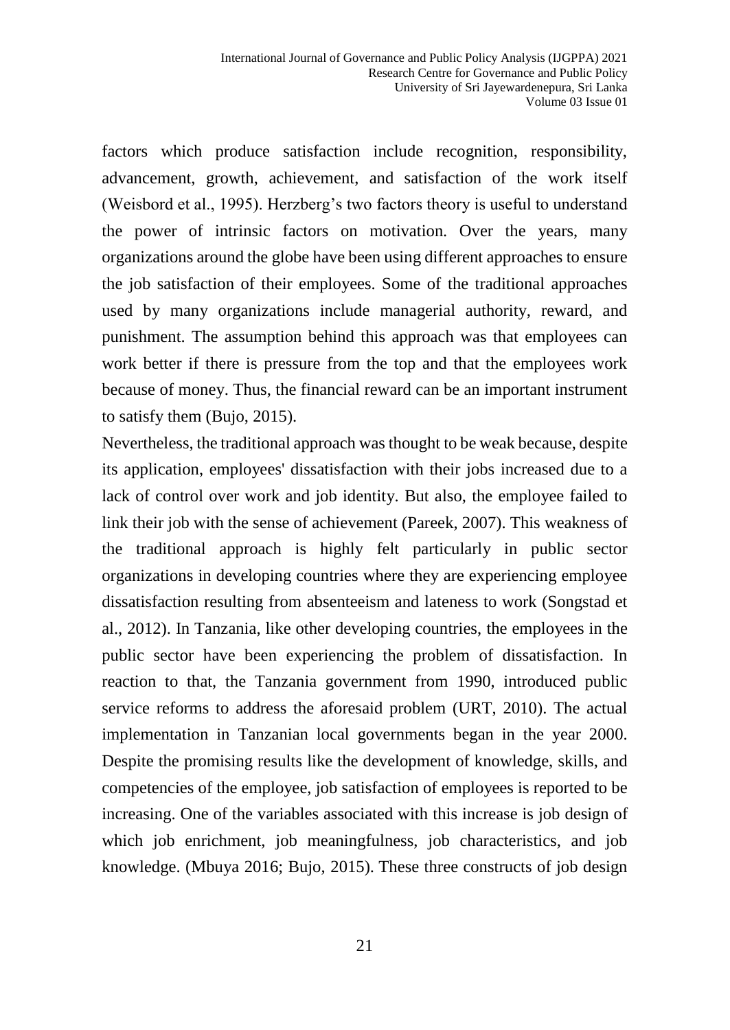factors which produce satisfaction include recognition, responsibility, advancement, growth, achievement, and satisfaction of the work itself (Weisbord et al., 1995). Herzberg's two factors theory is useful to understand the power of intrinsic factors on motivation. Over the years, many organizations around the globe have been using different approaches to ensure the job satisfaction of their employees. Some of the traditional approaches used by many organizations include managerial authority, reward, and punishment. The assumption behind this approach was that employees can work better if there is pressure from the top and that the employees work because of money. Thus, the financial reward can be an important instrument to satisfy them (Bujo, 2015).

Nevertheless, the traditional approach was thought to be weak because, despite its application, employees' dissatisfaction with their jobs increased due to a lack of control over work and job identity. But also, the employee failed to link their job with the sense of achievement (Pareek, 2007). This weakness of the traditional approach is highly felt particularly in public sector organizations in developing countries where they are experiencing employee dissatisfaction resulting from absenteeism and lateness to work (Songstad et al., 2012). In Tanzania, like other developing countries, the employees in the public sector have been experiencing the problem of dissatisfaction. In reaction to that, the Tanzania government from 1990, introduced public service reforms to address the aforesaid problem (URT, 2010). The actual implementation in Tanzanian local governments began in the year 2000. Despite the promising results like the development of knowledge, skills, and competencies of the employee, job satisfaction of employees is reported to be increasing. One of the variables associated with this increase is job design of which job enrichment, job meaningfulness, job characteristics, and job knowledge. (Mbuya 2016; Bujo, 2015). These three constructs of job design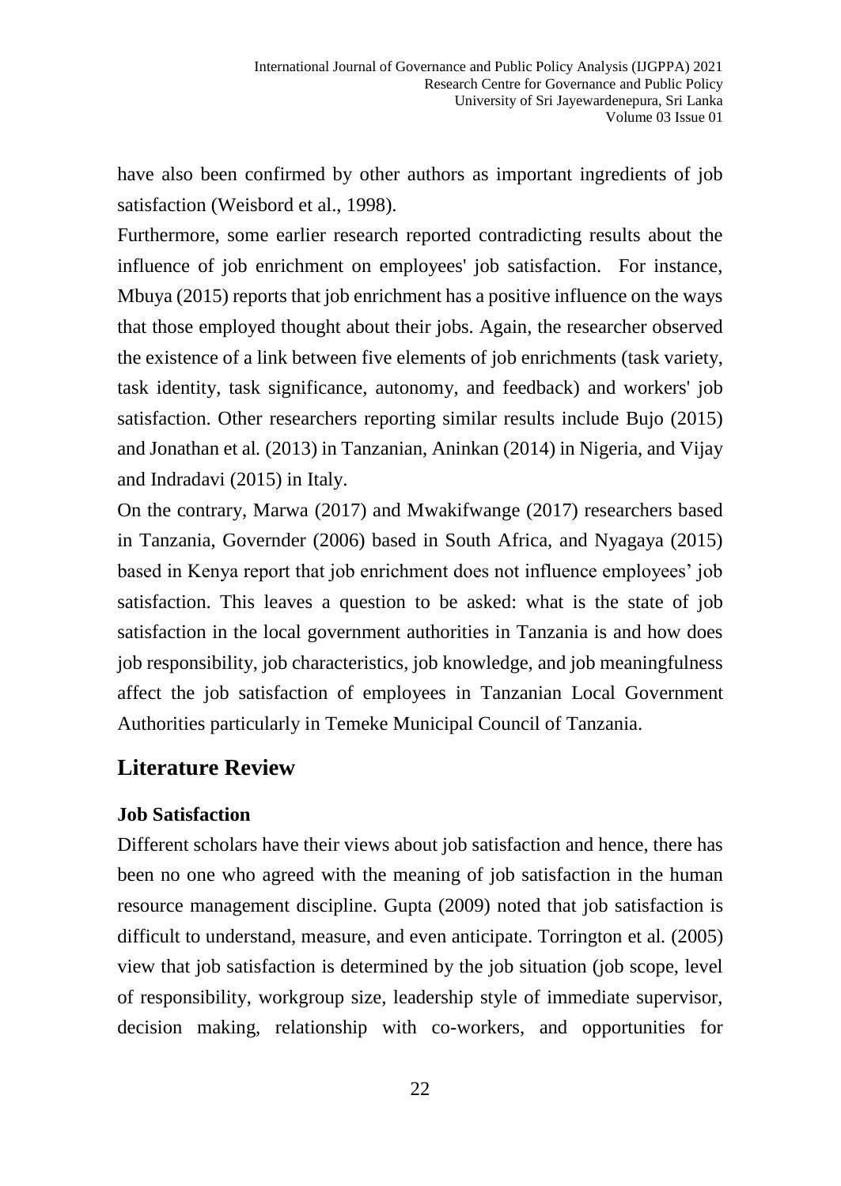have also been confirmed by other authors as important ingredients of job satisfaction (Weisbord et al., 1998).

Furthermore, some earlier research reported contradicting results about the influence of job enrichment on employees' job satisfaction. For instance, Mbuya (2015) reports that job enrichment has a positive influence on the ways that those employed thought about their jobs. Again, the researcher observed the existence of a link between five elements of job enrichments (task variety, task identity, task significance, autonomy, and feedback) and workers' job satisfaction. Other researchers reporting similar results include Bujo (2015) and Jonathan et al. (2013) in Tanzanian, Aninkan (2014) in Nigeria, and Vijay and Indradavi (2015) in Italy.

On the contrary, Marwa (2017) and Mwakifwange (2017) researchers based in Tanzania, Governder (2006) based in South Africa, and Nyagaya (2015) based in Kenya report that job enrichment does not influence employees' job satisfaction. This leaves a question to be asked: what is the state of job satisfaction in the local government authorities in Tanzania is and how does job responsibility, job characteristics, job knowledge, and job meaningfulness affect the job satisfaction of employees in Tanzanian Local Government Authorities particularly in Temeke Municipal Council of Tanzania.

## Literature Review

### Job Satisfaction

Different scholars have their views about job satisfaction and hence, there has been no one who agreed with the meaning of job satisfaction in the human resource management discipline. Gupta (2009) noted that job satisfaction is difficult to understand, measure, and even anticipate. Torrington et al. (2005) view that job satisfaction is determined by the job situation (job scope, level of responsibility, workgroup size, leadership style of immediate supervisor, decision making, relationship with co-workers, and opportunities for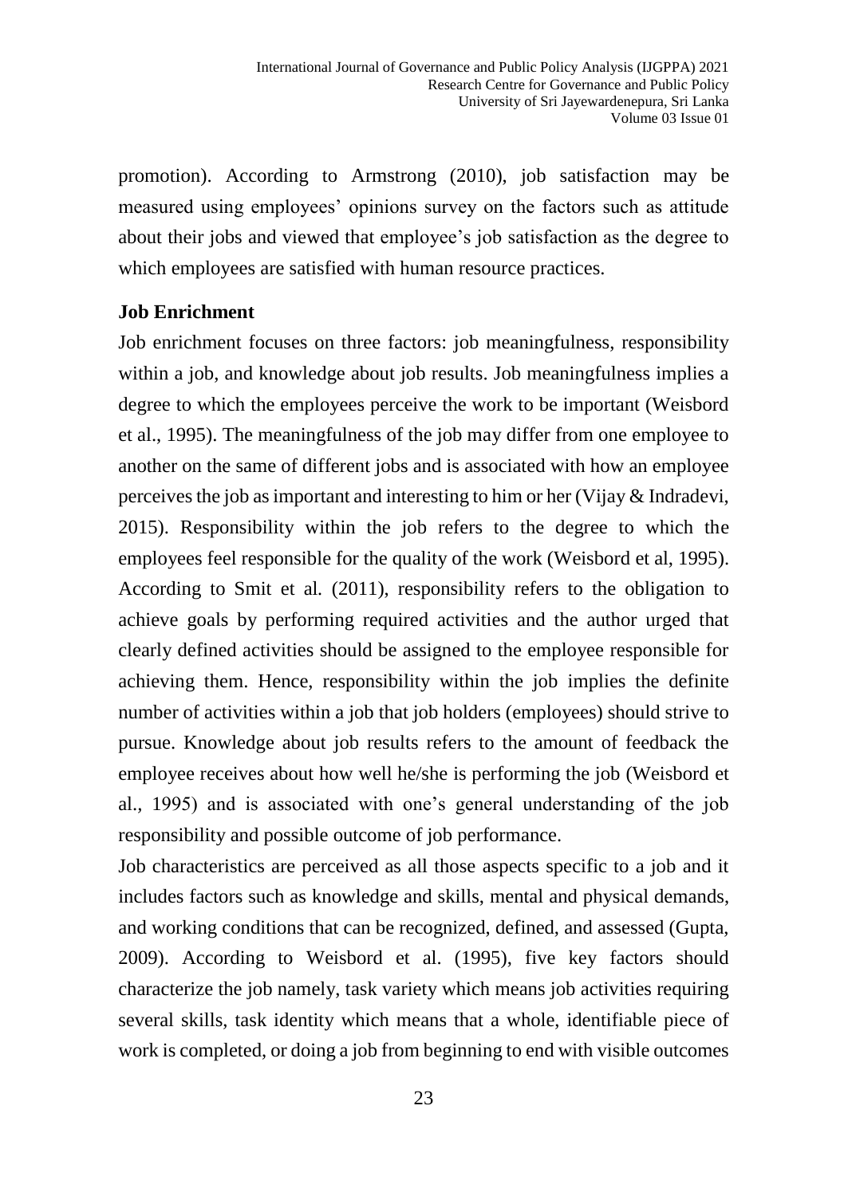promotion). According to Armstrong (2010), job satisfaction may be measured using employees' opinions survey on the factors such as attitude about their jobs and viewed that employee's job satisfaction as the degree to which employees are satisfied with human resource practices.

**Job Enrichment**

Job enrichment focuses on three factors: job meaningfulness, responsibility within a job, and knowledge about job results. Job meaningfulness implies a degree to which the employees perceive the work to be important (Weisbord et al., 1995). The meaningfulness of the job may differ from one employee to another on the same of different jobs and is associated with how an employee perceives the job as important and interesting to him or her (Vijay & Indradevi, 2015). Responsibility within the job refers to the degree to which the employees feel responsible for the quality of the work (Weisbord et al, 1995). According to Smit et al. (2011), responsibility refers to the obligation to achieve goals by performing required activities and the author urged that clearly defined activities should be assigned to the employee responsible for achieving them. Hence, responsibility within the job implies the definite number of activities within a job that job holders (employees) should strive to pursue. Knowledge about job results refers to the amount of feedback the employee receives about how well he/she is performing the job (Weisbord et al., 1995) and is associated with one's general understanding of the job responsibility and possible outcome of job performance.

Job characteristics are perceived as all those aspects specific to a job and it includes factors such as knowledge and skills, mental and physical demands, and working conditions that can be recognized, defined, and assessed (Gupta, 2009). According to Weisbord et al. (1995), five key factors should characterize the job namely, task variety which means job activities requiring several skills, task identity which means that a whole, identifiable piece of work is completed, or doing a job from beginning to end with visible outcomes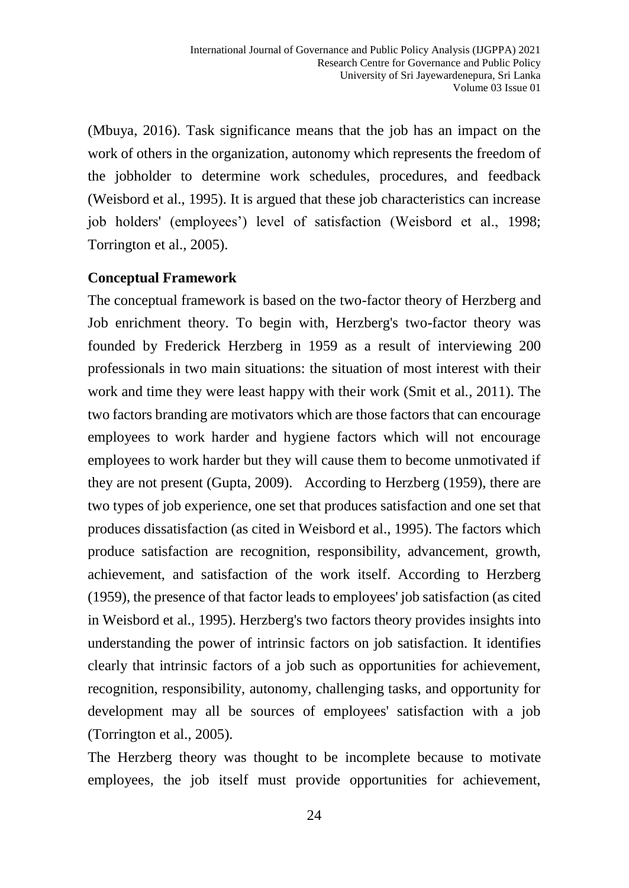(Mbuya, 2016). Task significance means that the job has an impact on the work of others in the organization, autonomy which represents the freedom of the jobholder to determine work schedules, procedures, and feedback (Weisbord et al., 1995). It is argued that these job characteristics can increase job holders' (employees') level of satisfaction (Weisbord et al., 1998; Torrington et al., 2005).

## Conceptual Framework

The conceptual framework is based on the two-factor theory of Herzberg and Job enrichment theory. To begin with, Herzberg's two-factor theory was founded by Frederick Herzberg in 1959 as a result of interviewing 200 professionals in two main situations: the situation of most interest with their work and time they were least happy with their work (Smit et al., 2011). The two factors branding are motivators which are those factors that can encourage employees to work harder and hygiene factors which will not encourage employees to work harder but they will cause them to become unmotivated if they are not present (Gupta, 2009). According to Herzberg (1959), there are two types of job experience, one set that produces satisfaction and one set that produces dissatisfaction (as cited in Weisbord et al., 1995). The factors which produce satisfaction are recognition, responsibility, advancement, growth, achievement, and satisfaction of the work itself. According to Herzberg (1959), the presence of that factor leads to employees' job satisfaction (as cited in Weisbord et al., 1995). Herzberg's two factors theory provides insights into understanding the power of intrinsic factors on job satisfaction. It identifies clearly that intrinsic factors of a job such as opportunities for achievement, recognition, responsibility, autonomy, challenging tasks, and opportunity for development may all be sources of employees' satisfaction with a job (Torrington et al., 2005).

The Herzberg theory was thought to be incomplete because to motivate employees, the job itself must provide opportunities for achievement,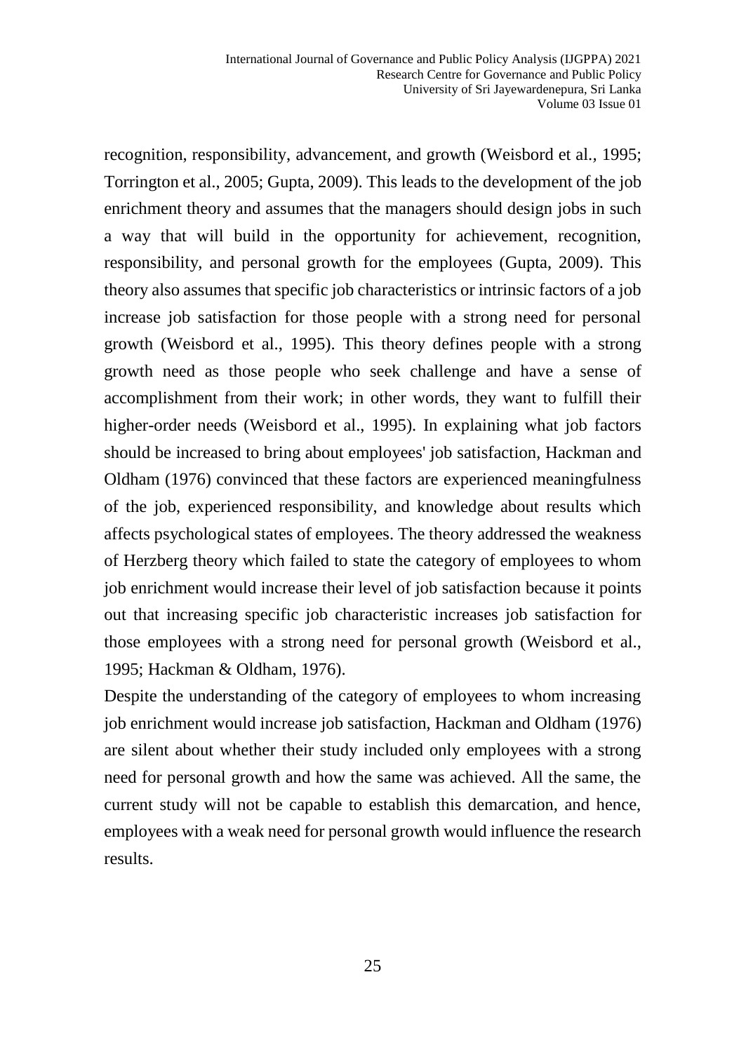recognition, responsibility, advancement, and growth (Weisbord et al., 1995; Torrington et al., 2005; Gupta, 2009). This leads to the development of the job enrichment theory and assumes that the managers should design jobs in such a way that will build in the opportunity for achievement, recognition, responsibility, and personal growth for the employees (Gupta, 2009). This theory also assumes that specific job characteristics or intrinsic factors of a job increase job satisfaction for those people with a strong need for personal growth (Weisbord et al., 1995). This theory defines people with a strong growth need as those people who seek challenge and have a sense of accomplishment from their work; in other words, they want to fulfill their higher-order needs (Weisbord et al., 1995). In explaining what job factors should be increased to bring about employees' job satisfaction, Hackman and Oldham (1976) convinced that these factors are experienced meaningfulness of the job, experienced responsibility, and knowledge about results which affects psychological states of employees. The theory addressed the weakness of Herzberg theory which failed to state the category of employees to whom job enrichment would increase their level of job satisfaction because it points out that increasing specific job characteristic increases job satisfaction for those employees with a strong need for personal growth (Weisbord et al., 1995; Hackman & Oldham, 1976).

Despite the understanding of the category of employees to whom increasing job enrichment would increase job satisfaction, Hackman and Oldham (1976) are silent about whether their study included only employees with a strong need for personal growth and how the same was achieved. All the same, the current study will not be capable to establish this demarcation, and hence, employees with a weak need for personal growth would influence the research results.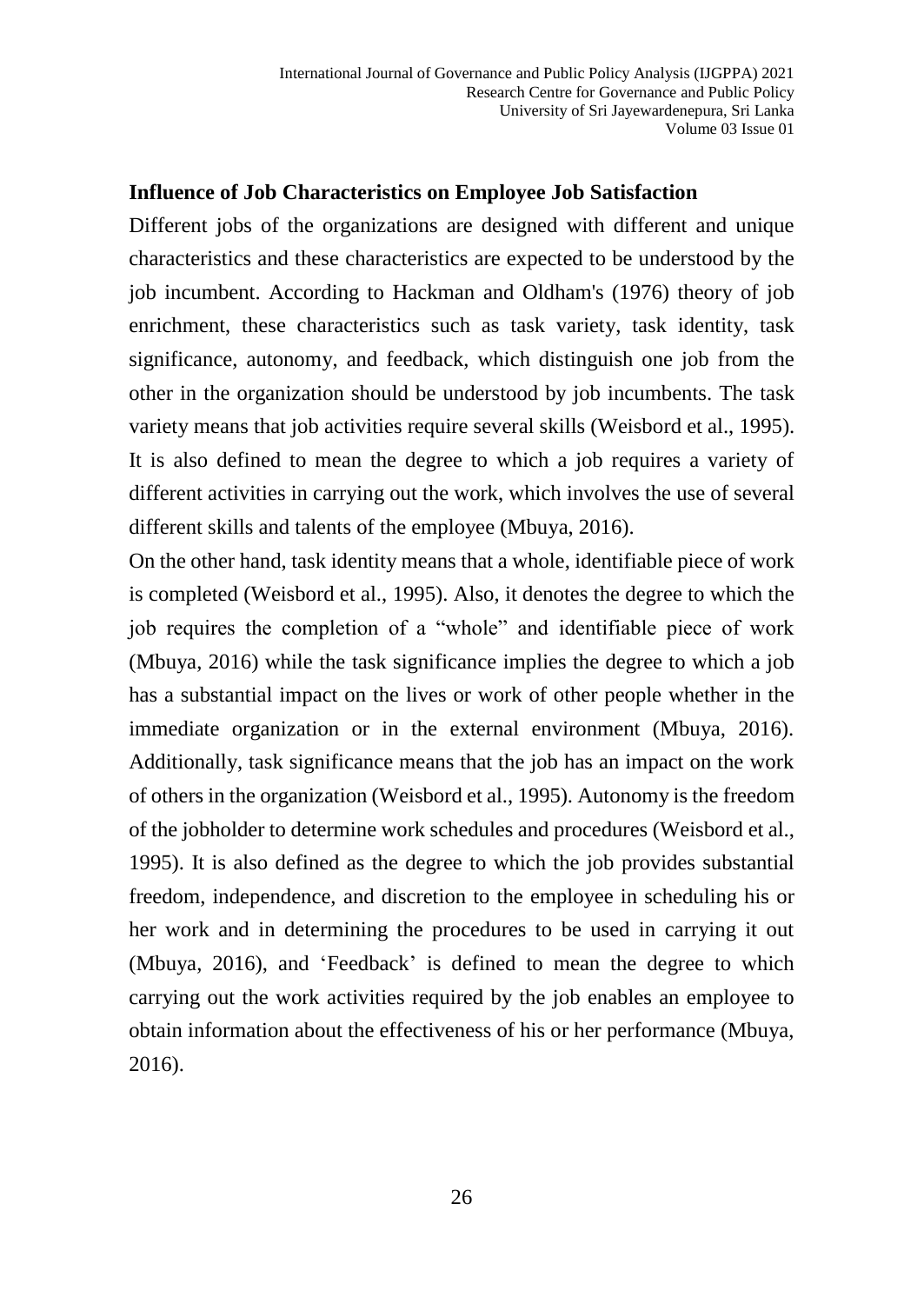### Influence of Job Characteristics on Employee Job Satisfaction

Different jobs of the organizations are designed with different and unique characteristics and these characteristics are expected to be understood by the job incumbent. According to Hackman and Oldham's (1976) theory of job enrichment, these characteristics such as task variety, task identity, task significance, autonomy, and feedback, which distinguish one job from the other in the organization should be understood by job incumbents. The task variety means that job activities require several skills (Weisbord et al., 1995). It is also defined to mean the degree to which a job requires a variety of different activities in carrying out the work, which involves the use of several different skills and talents of the employee (Mbuya, 2016).

On the other hand, task identity means that a whole, identifiable piece of work is completed (Weisbord et al., 1995). Also, it denotes the degree to which the job requires the completion of a "whole" and identifiable piece of work (Mbuya, 2016) while the task significance implies the degree to which a job has a substantial impact on the lives or work of other people whether in the immediate organization or in the external environment (Mbuya, 2016). Additionally, task significance means that the job has an impact on the work of others in the organization (Weisbord et al., 1995). Autonomy is the freedom of the jobholder to determine work schedules and procedures (Weisbord et al., 1995). It is also defined as the degree to which the job provides substantial freedom, independence, and discretion to the employee in scheduling his or her work and in determining the procedures to be used in carrying it out (Mbuya, 2016), and 'Feedback' is defined to mean the degree to which carrying out the work activities required by the job enables an employee to obtain information about the effectiveness of his or her performance (Mbuya, 2016).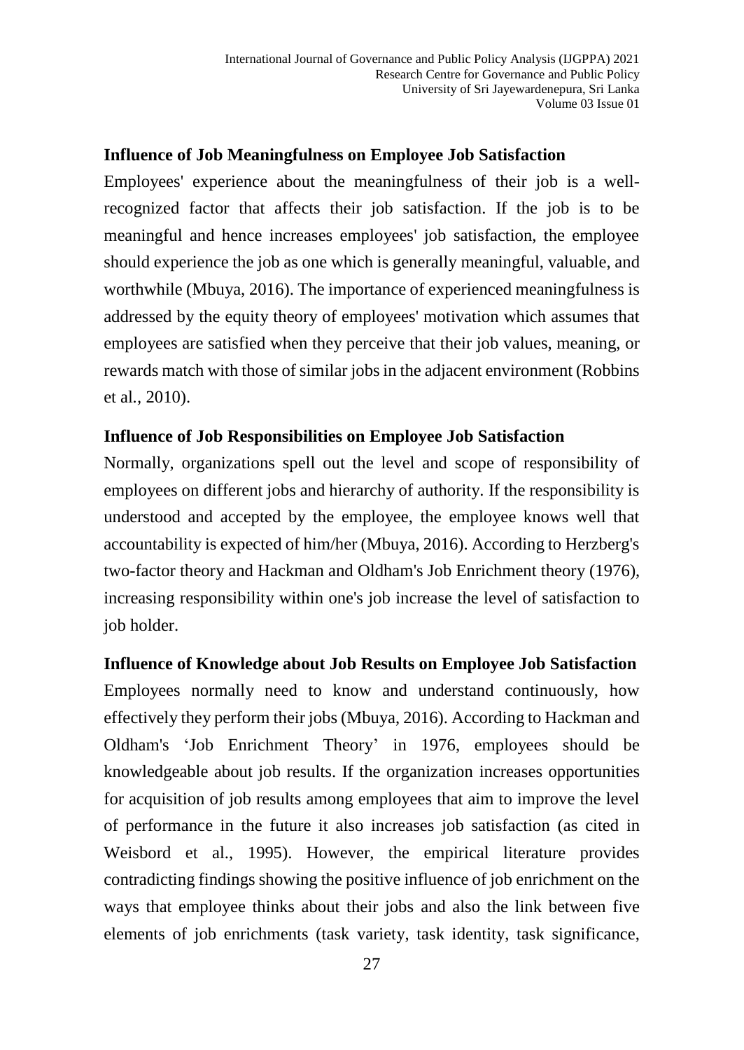### Influence of Job Meaningfulness on Employee Job Satisfaction

Employees' experience about the meaningfulness of their job is a well-recognized factor that affects their job satisfaction. If the job is to be meaningful and hence increases employees' job satisfaction, the employee should experience the job as one which is generally meaningful, valuable, and worthwhile (Mbuya, 2016). The importance of experienced meaningfulness is addressed by the equity theory of employees' motivation which assumes that employees are satisfied when they perceive that their job values, meaning, or rewards match with those of similar jobs in the adjacent environment (Robbins et al., 2010).

### Influence of Job Responsibilities on Employee Job Satisfaction

Normally, organizations spell out the level and scope of responsibility of employees on different jobs and hierarchy of authority. If the responsibility is understood and accepted by the employee, the employee knows well that accountability is expected of him/her (Mbuya, 2016). According to Herzberg's two-factor theory and Hackman and Oldham's Job Enrichment theory (1976), increasing responsibility within one's job increase the level of satisfaction to job holder.

### Influence of Knowledge about Job Results on Employee Job Satisfaction

Employees normally need to know and understand continuously, how effectively they perform their jobs (Mbuya, 2016). According to Hackman and Oldham's 'Job Enrichment Theory' in 1976, employees should be knowledgeable about job results. If the organization increases opportunities for acquisition of job results among employees that aim to improve the level of performance in the future it also increases job satisfaction (as cited in Weisbord et al., 1995). However, the empirical literature provides contradicting findings showing the positive influence of job enrichment on the ways that employee thinks about their jobs and also the link between five elements of job enrichments (task variety, task identity, task significance,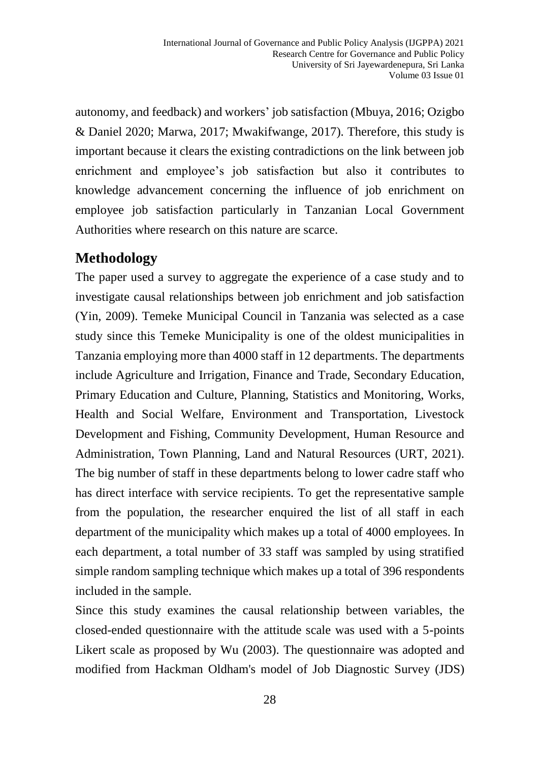autonomy, and feedback) and workers' job satisfaction (Mbuya, 2016; Ozigbo & Daniel 2020; Marwa, 2017; Mwakifwange, 2017). Therefore, this study is important because it clears the existing contradictions on the link between job enrichment and employee's job satisfaction but also it contributes to knowledge advancement concerning the influence of job enrichment on employee job satisfaction particularly in Tanzanian Local Government Authorities where research on this nature are scarce.

## Methodology

The paper used a survey to aggregate the experience of a case study and to investigate causal relationships between job enrichment and job satisfaction (Yin, 2009). Temeke Municipal Council in Tanzania was selected as a case study since this Temeke Municipality is one of the oldest municipalities in Tanzania employing more than 4000 staff in 12 departments. The departments include Agriculture and Irrigation, Finance and Trade, Secondary Education, Primary Education and Culture, Planning, Statistics and Monitoring, Works, Health and Social Welfare, Environment and Transportation, Livestock Development and Fishing, Community Development, Human Resource and Administration, Town Planning, Land and Natural Resources (URT, 2021). The big number of staff in these departments belong to lower cadre staff who has direct interface with service recipients. To get the representative sample from the population, the researcher enquired the list of all staff in each department of the municipality which makes up a total of 4000 employees. In each department, a total number of 33 staff was sampled by using stratified simple random sampling technique which makes up a total of 396 respondents included in the sample.

Since this study examines the causal relationship between variables, the closed-ended questionnaire with the attitude scale was used with a 5-points Likert scale as proposed by Wu (2003). The questionnaire was adopted and modified from Hackman Oldham's model of Job Diagnostic Survey (JDS)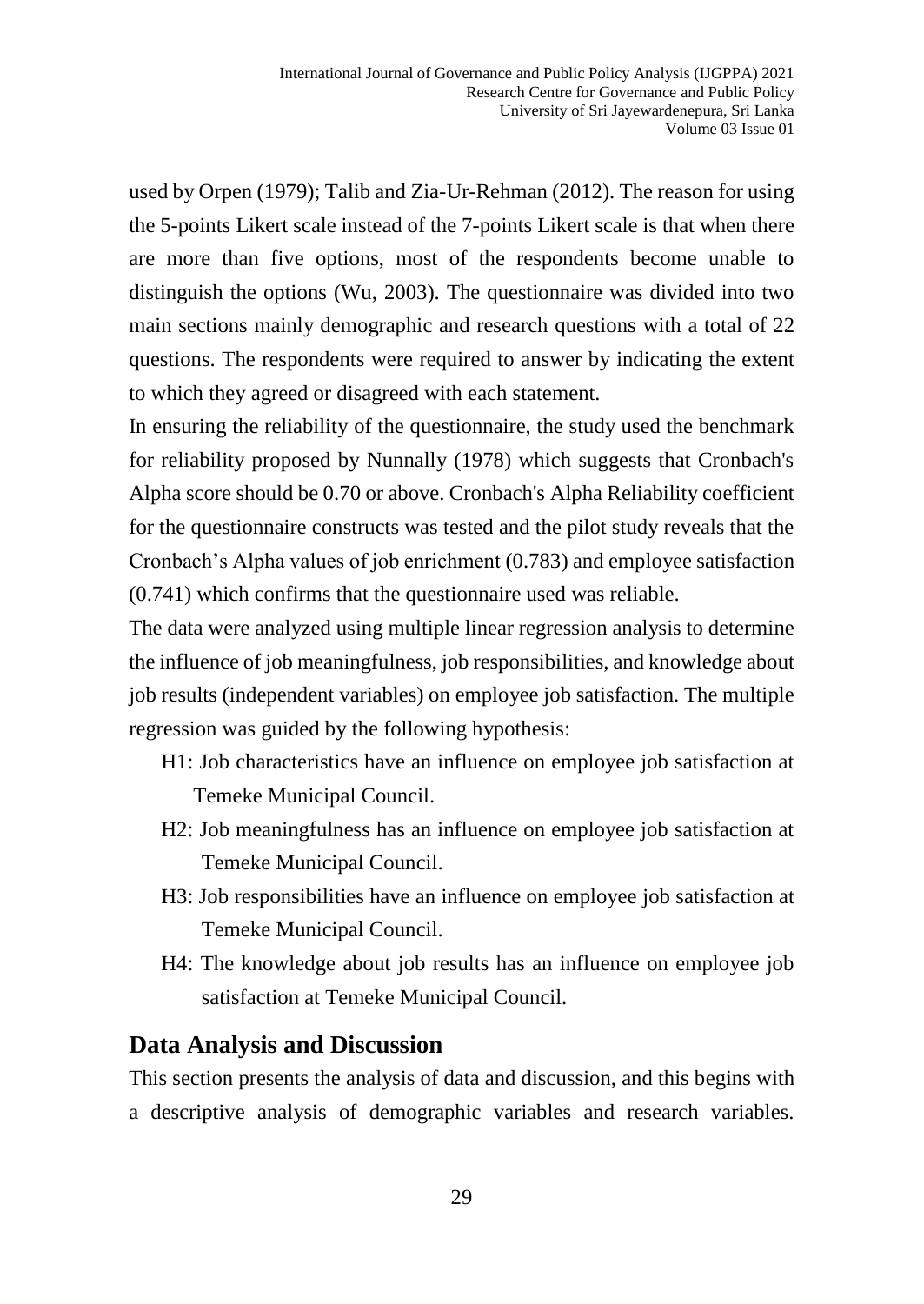used by Orpen (1979); Talib and Zia-Ur-Rehman (2012). The reason for using the 5-points Likert scale instead of the 7-points Likert scale is that when there are more than five options, most of the respondents become unable to distinguish the options (Wu, 2003). The questionnaire was divided into two main sections mainly demographic and research questions with a total of 22 questions. The respondents were required to answer by indicating the extent to which they agreed or disagreed with each statement.

In ensuring the reliability of the questionnaire, the study used the benchmark for reliability proposed by Nunnally (1978) which suggests that Cronbach's Alpha score should be 0.70 or above. Cronbach's Alpha Reliability coefficient for the questionnaire constructs was tested and the pilot study reveals that the Cronbach's Alpha values of job enrichment (0.783) and employee satisfaction (0.741) which confirms that the questionnaire used was reliable.

The data were analyzed using multiple linear regression analysis to determine the influence of job meaningfulness, job responsibilities, and knowledge about job results (independent variables) on employee job satisfaction. The multiple regression was guided by the following hypothesis:

- H1: Job characteristics have an influence on employee job satisfaction at Temeke Municipal Council.
- H2: Job meaningfulness has an influence on employee job satisfaction at Temeke Municipal Council.
- H3: Job responsibilities have an influence on employee job satisfaction at Temeke Municipal Council.
- H4: The knowledge about job results has an influence on employee job satisfaction at Temeke Municipal Council.

## Data Analysis and Discussion

This section presents the analysis of data and discussion, and this begins with a descriptive analysis of demographic variables and research variables.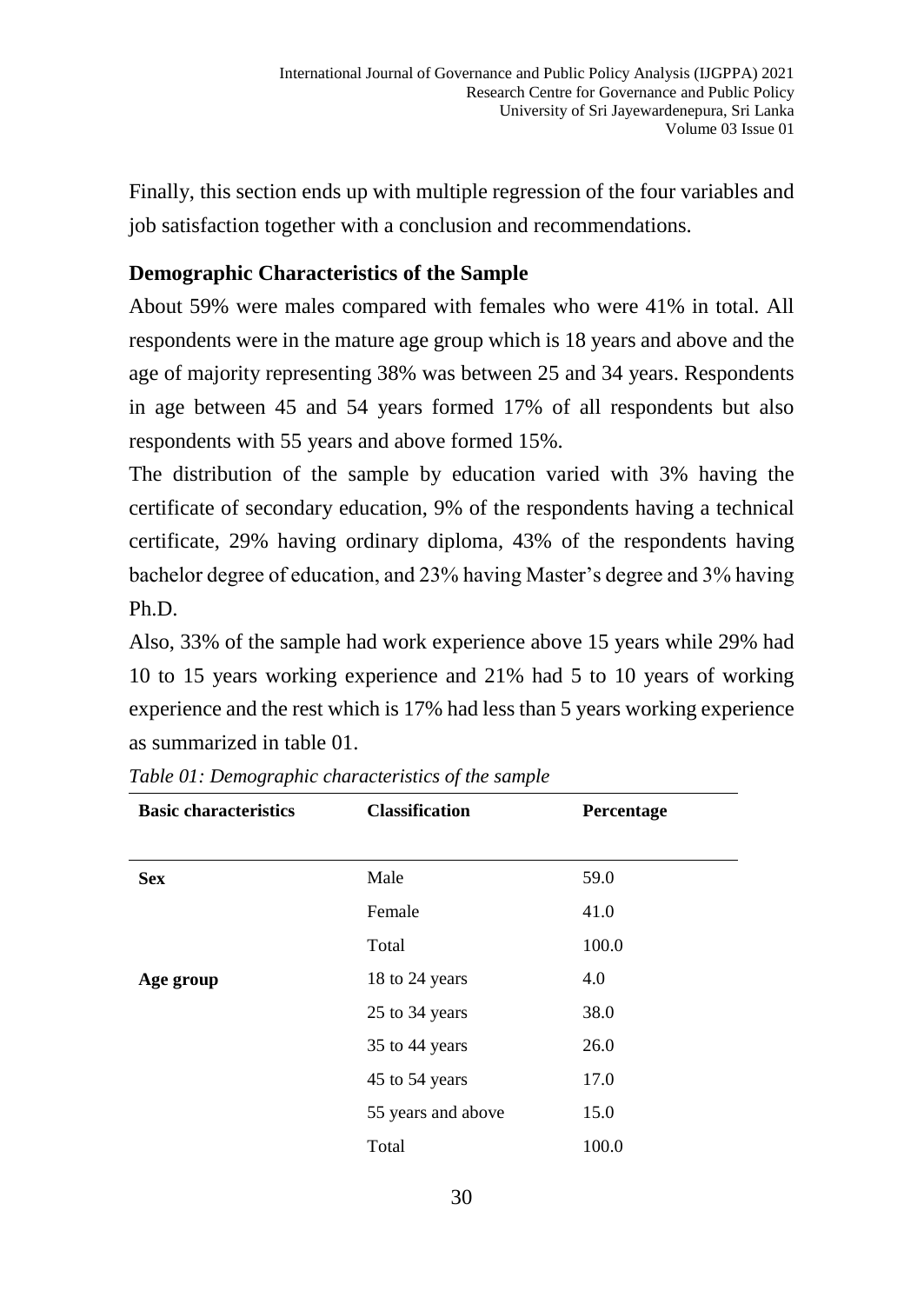Finally, this section ends up with multiple regression of the four variables and job satisfaction together with a conclusion and recommendations.

## Demographic Characteristics of the Sample

About 59% were males compared with females who were 41% in total. All respondents were in the mature age group which is 18 years and above and the age of majority representing 38% was between 25 and 34 years. Respondents in age between 45 and 54 years formed 17% of all respondents but also respondents with 55 years and above formed 15%.

The distribution of the sample by education varied with 3% having the certificate of secondary education, 9% of the respondents having a technical certificate, 29% having ordinary diploma, 43% of the respondents having bachelor degree of education, and 23% having Master's degree and 3% having Ph.D.

Also, 33% of the sample had work experience above 15 years while 29% had 10 to 15 years working experience and 21% had 5 to 10 years of working experience and the rest which is 17% had less than 5 years working experience as summarized in table 01.

*Table 01: Demographic characteristics of the sample*

| Basic characteristics | Classification | Percentage |
|---|---|---|
| **Sex** | Male | 59.0 |
| | Female | 41.0 |
| | Total | 100.0 |
| **Age group** | 18 to 24 years | 4.0 |
| | 25 to 34 years | 38.0 |
| | 35 to 44 years | 26.0 |
| | 45 to 54 years | 17.0 |
| | 55 years and above | 15.0 |
| | Total | 100.0 |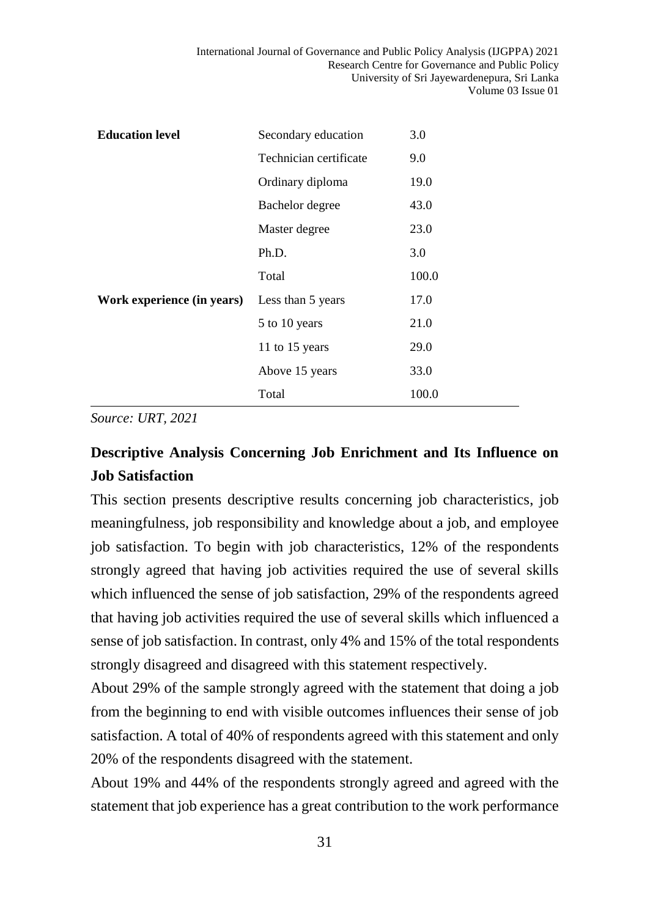| | | |
|---|---|---|
| **Education level** | Secondary education | 3.0 |
| | Technician certificate | 9.0 |
| | Ordinary diploma | 19.0 |
| | Bachelor degree | 43.0 |
| | Master degree | 23.0 |
| | Ph.D. | 3.0 |
| | Total | 100.0 |
| **Work experience (in years)** | Less than 5 years | 17.0 |
| | 5 to 10 years | 21.0 |
| | 11 to 15 years | 29.0 |
| | Above 15 years | 33.0 |
| | Total | 100.0 |

*Source: URT, 2021*

## Descriptive Analysis Concerning Job Enrichment and Its Influence on Job Satisfaction

This section presents descriptive results concerning job characteristics, job meaningfulness, job responsibility and knowledge about a job, and employee job satisfaction. To begin with job characteristics, 12% of the respondents strongly agreed that having job activities required the use of several skills which influenced the sense of job satisfaction, 29% of the respondents agreed that having job activities required the use of several skills which influenced a sense of job satisfaction. In contrast, only 4% and 15% of the total respondents strongly disagreed and disagreed with this statement respectively.

About 29% of the sample strongly agreed with the statement that doing a job from the beginning to end with visible outcomes influences their sense of job satisfaction. A total of 40% of respondents agreed with this statement and only 20% of the respondents disagreed with the statement.

About 19% and 44% of the respondents strongly agreed and agreed with the statement that job experience has a great contribution to the work performance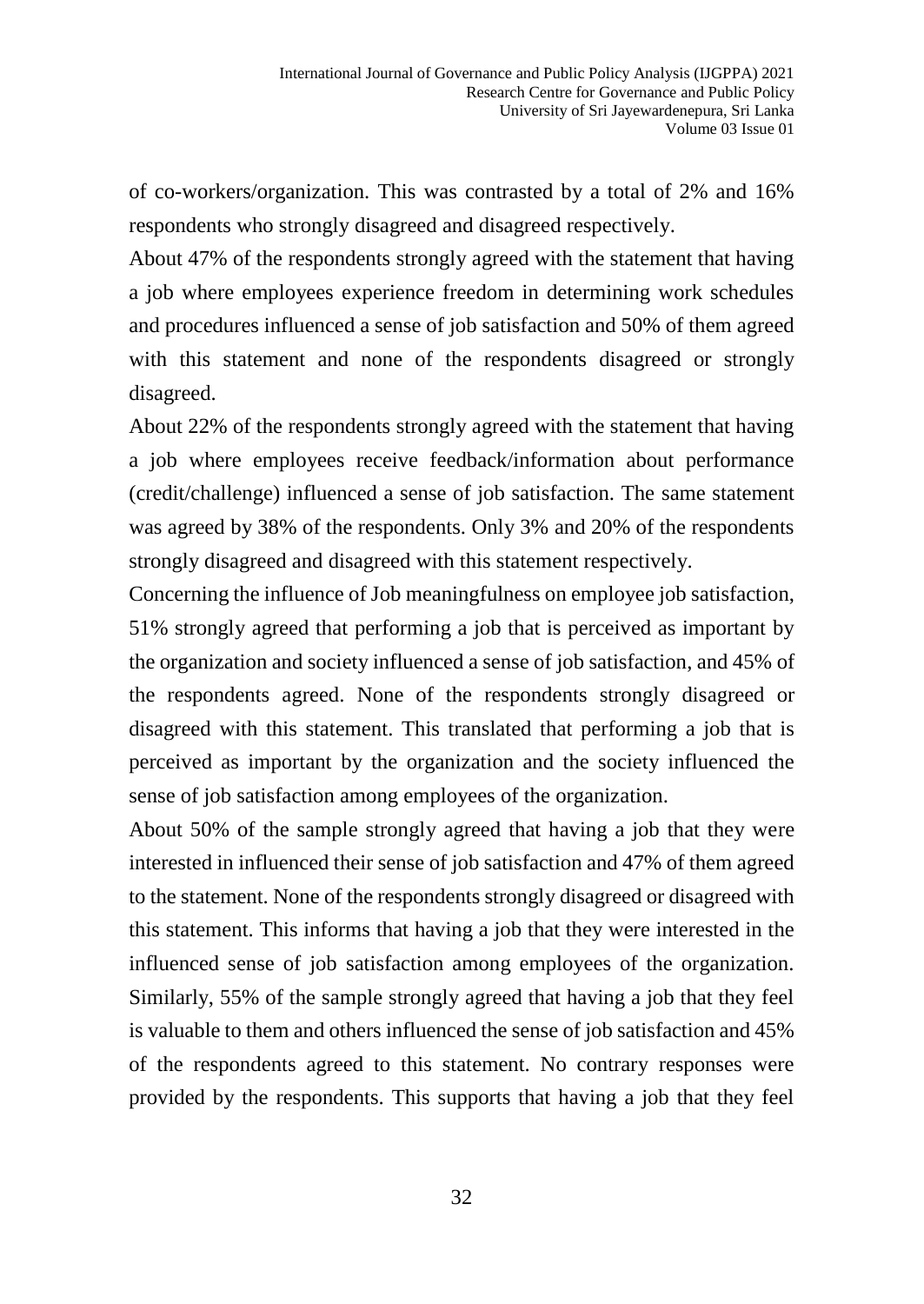of co-workers/organization. This was contrasted by a total of 2% and 16% respondents who strongly disagreed and disagreed respectively.

About 47% of the respondents strongly agreed with the statement that having a job where employees experience freedom in determining work schedules and procedures influenced a sense of job satisfaction and 50% of them agreed with this statement and none of the respondents disagreed or strongly disagreed.

About 22% of the respondents strongly agreed with the statement that having a job where employees receive feedback/information about performance (credit/challenge) influenced a sense of job satisfaction. The same statement was agreed by 38% of the respondents. Only 3% and 20% of the respondents strongly disagreed and disagreed with this statement respectively.

Concerning the influence of Job meaningfulness on employee job satisfaction, 51% strongly agreed that performing a job that is perceived as important by the organization and society influenced a sense of job satisfaction, and 45% of the respondents agreed. None of the respondents strongly disagreed or disagreed with this statement. This translated that performing a job that is perceived as important by the organization and the society influenced the sense of job satisfaction among employees of the organization.

About 50% of the sample strongly agreed that having a job that they were interested in influenced their sense of job satisfaction and 47% of them agreed to the statement. None of the respondents strongly disagreed or disagreed with this statement. This informs that having a job that they were interested in the influenced sense of job satisfaction among employees of the organization. Similarly, 55% of the sample strongly agreed that having a job that they feel is valuable to them and others influenced the sense of job satisfaction and 45% of the respondents agreed to this statement. No contrary responses were provided by the respondents. This supports that having a job that they feel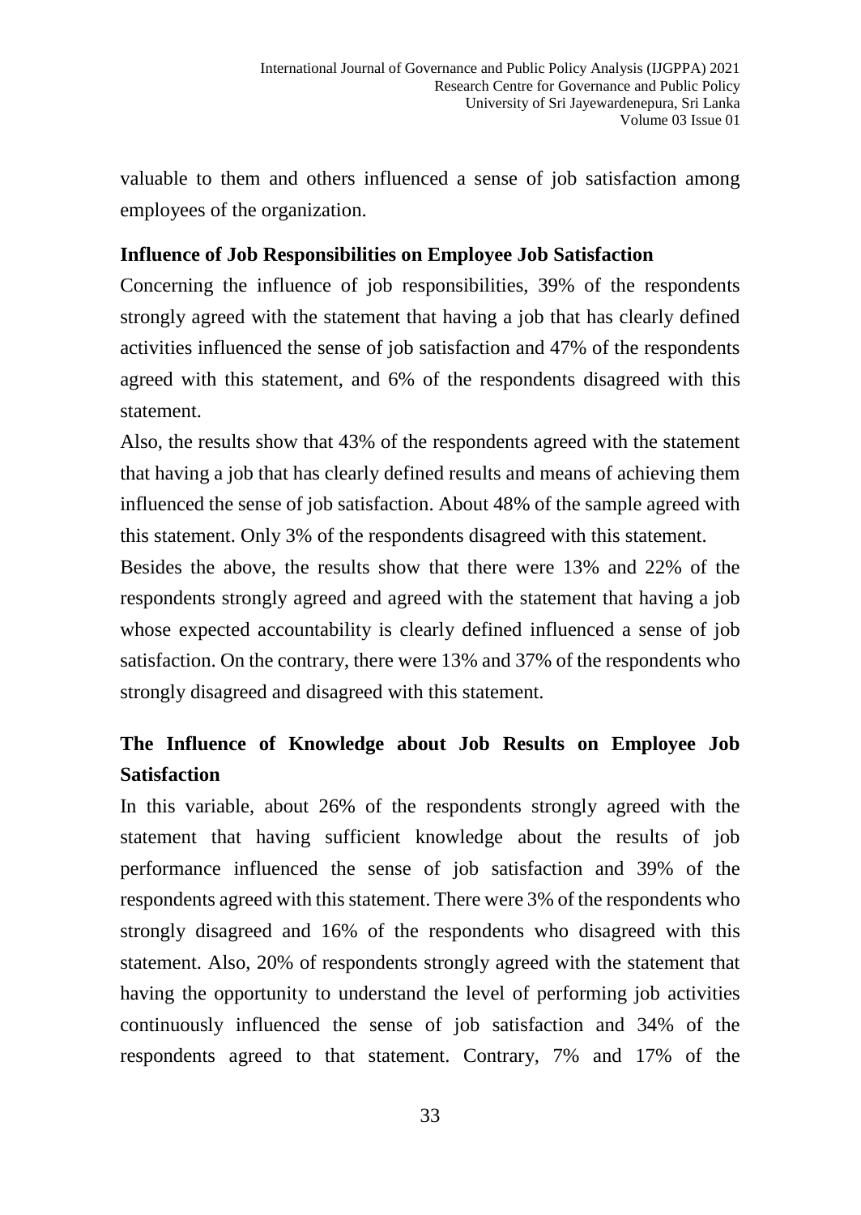valuable to them and others influenced a sense of job satisfaction among employees of the organization.

### Influence of Job Responsibilities on Employee Job Satisfaction

Concerning the influence of job responsibilities, 39% of the respondents strongly agreed with the statement that having a job that has clearly defined activities influenced the sense of job satisfaction and 47% of the respondents agreed with this statement, and 6% of the respondents disagreed with this statement.

Also, the results show that 43% of the respondents agreed with the statement that having a job that has clearly defined results and means of achieving them influenced the sense of job satisfaction. About 48% of the sample agreed with this statement. Only 3% of the respondents disagreed with this statement.

Besides the above, the results show that there were 13% and 22% of the respondents strongly agreed and agreed with the statement that having a job whose expected accountability is clearly defined influenced a sense of job satisfaction. On the contrary, there were 13% and 37% of the respondents who strongly disagreed and disagreed with this statement.

### The Influence of Knowledge about Job Results on Employee Job Satisfaction

In this variable, about 26% of the respondents strongly agreed with the statement that having sufficient knowledge about the results of job performance influenced the sense of job satisfaction and 39% of the respondents agreed with this statement. There were 3% of the respondents who strongly disagreed and 16% of the respondents who disagreed with this statement. Also, 20% of respondents strongly agreed with the statement that having the opportunity to understand the level of performing job activities continuously influenced the sense of job satisfaction and 34% of the respondents agreed to that statement. Contrary, 7% and 17% of the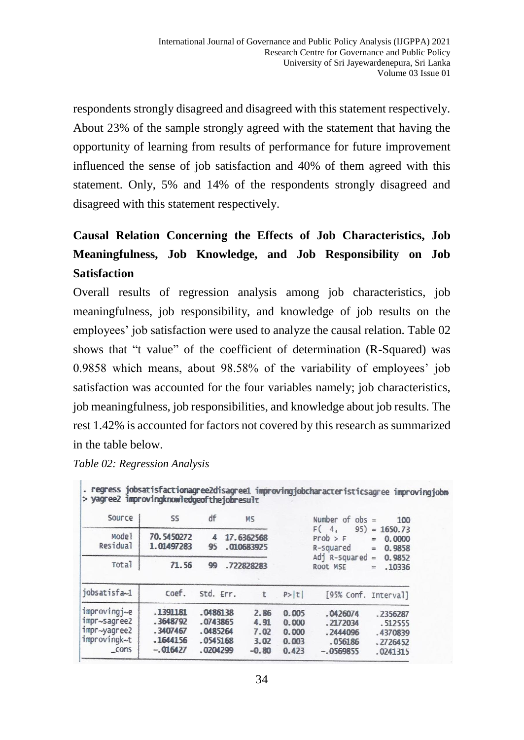respondents strongly disagreed and disagreed with this statement respectively. About 23% of the sample strongly agreed with the statement that having the opportunity of learning from results of performance for future improvement influenced the sense of job satisfaction and 40% of them agreed with this statement. Only, 5% and 14% of the respondents strongly disagreed and disagreed with this statement respectively.

## Causal Relation Concerning the Effects of Job Characteristics, Job Meaningfulness, Job Knowledge, and Job Responsibility on Job Satisfaction

Overall results of regression analysis among job characteristics, job meaningfulness, job responsibility, and knowledge of job results on the employees' job satisfaction were used to analyze the causal relation. Table 02 shows that "t value" of the coefficient of determination (R-Squared) was 0.9858 which means, about 98.58% of the variability of employees' job satisfaction was accounted for the four variables namely; job characteristics, job meaningfulness, job responsibilities, and knowledge about job results. The rest 1.42% is accounted for factors not covered by this research as summarized in the table below.

*Table 02: Regression Analysis*

```
. regress jobsatisfactionagree2disagree1 improvingjobcharacteristicsagree improvingjobm
> yagree2 improvingknowledgeofthejobresult
```

| Source | SS | df | MS |
|---|---|---|---|
| Model | 70.5450272 | 4 | 17.6362568 |
| Residual | 1.01497283 | 95 | .010683925 |
| Total | 71.56 | 99 | .722828283 |

| Statistic | Value |
|---|---|
| Number of obs | 100 |
| F( 4, 95) | 1650.73 |
| Prob > F | 0.0000 |
| R-squared | 0.9858 |
| Adj R-squared | 0.9852 |
| Root MSE | .10336 |

| jobsatisfa~1 | Coef. | Std. Err. | t | P>\|t\| | [95% Conf. Interval] | |
|---|---|---|---|---|---|---|
| improvingj~e | .1391181 | .0486138 | 2.86 | 0.005 | .0426074 | .2356287 |
| impr~sagree2 | .3648792 | .0743865 | 4.91 | 0.000 | .2172034 | .512555 |
| impr~yagree2 | .3407467 | .0485264 | 7.02 | 0.000 | .2444096 | .4370839 |
| improvingk~t | .1644156 | .0545168 | 3.02 | 0.003 | .056186 | .2726452 |
| _cons | -.016427 | .0204299 | -0.80 | 0.423 | -.0569855 | .0241315 |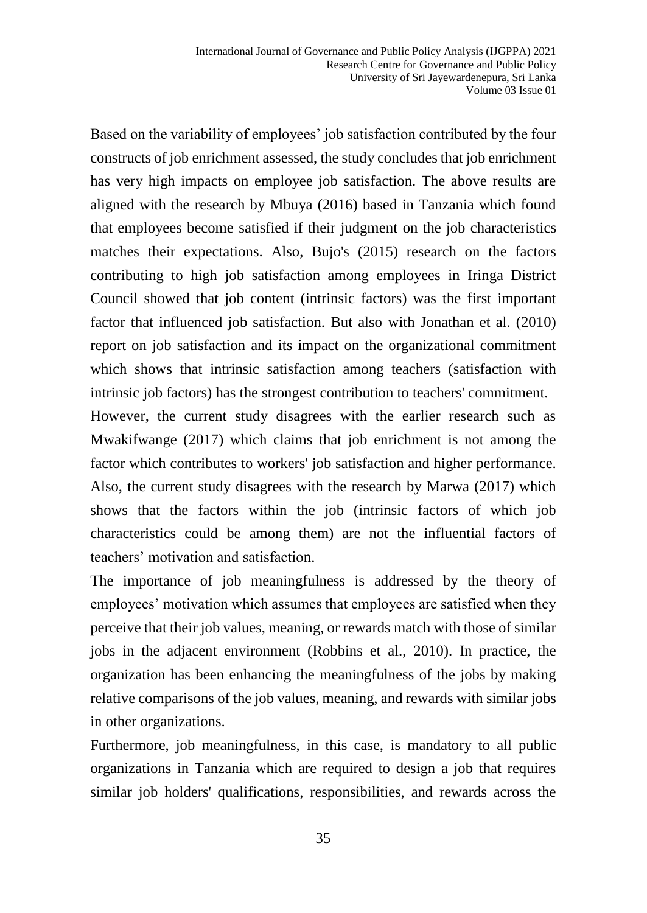Based on the variability of employees' job satisfaction contributed by the four constructs of job enrichment assessed, the study concludes that job enrichment has very high impacts on employee job satisfaction. The above results are aligned with the research by Mbuya (2016) based in Tanzania which found that employees become satisfied if their judgment on the job characteristics matches their expectations. Also, Bujo's (2015) research on the factors contributing to high job satisfaction among employees in Iringa District Council showed that job content (intrinsic factors) was the first important factor that influenced job satisfaction. But also with Jonathan et al. (2010) report on job satisfaction and its impact on the organizational commitment which shows that intrinsic satisfaction among teachers (satisfaction with intrinsic job factors) has the strongest contribution to teachers' commitment.

However, the current study disagrees with the earlier research such as Mwakifwange (2017) which claims that job enrichment is not among the factor which contributes to workers' job satisfaction and higher performance. Also, the current study disagrees with the research by Marwa (2017) which shows that the factors within the job (intrinsic factors of which job characteristics could be among them) are not the influential factors of teachers' motivation and satisfaction.

The importance of job meaningfulness is addressed by the theory of employees' motivation which assumes that employees are satisfied when they perceive that their job values, meaning, or rewards match with those of similar jobs in the adjacent environment (Robbins et al., 2010). In practice, the organization has been enhancing the meaningfulness of the jobs by making relative comparisons of the job values, meaning, and rewards with similar jobs in other organizations.

Furthermore, job meaningfulness, in this case, is mandatory to all public organizations in Tanzania which are required to design a job that requires similar job holders' qualifications, responsibilities, and rewards across the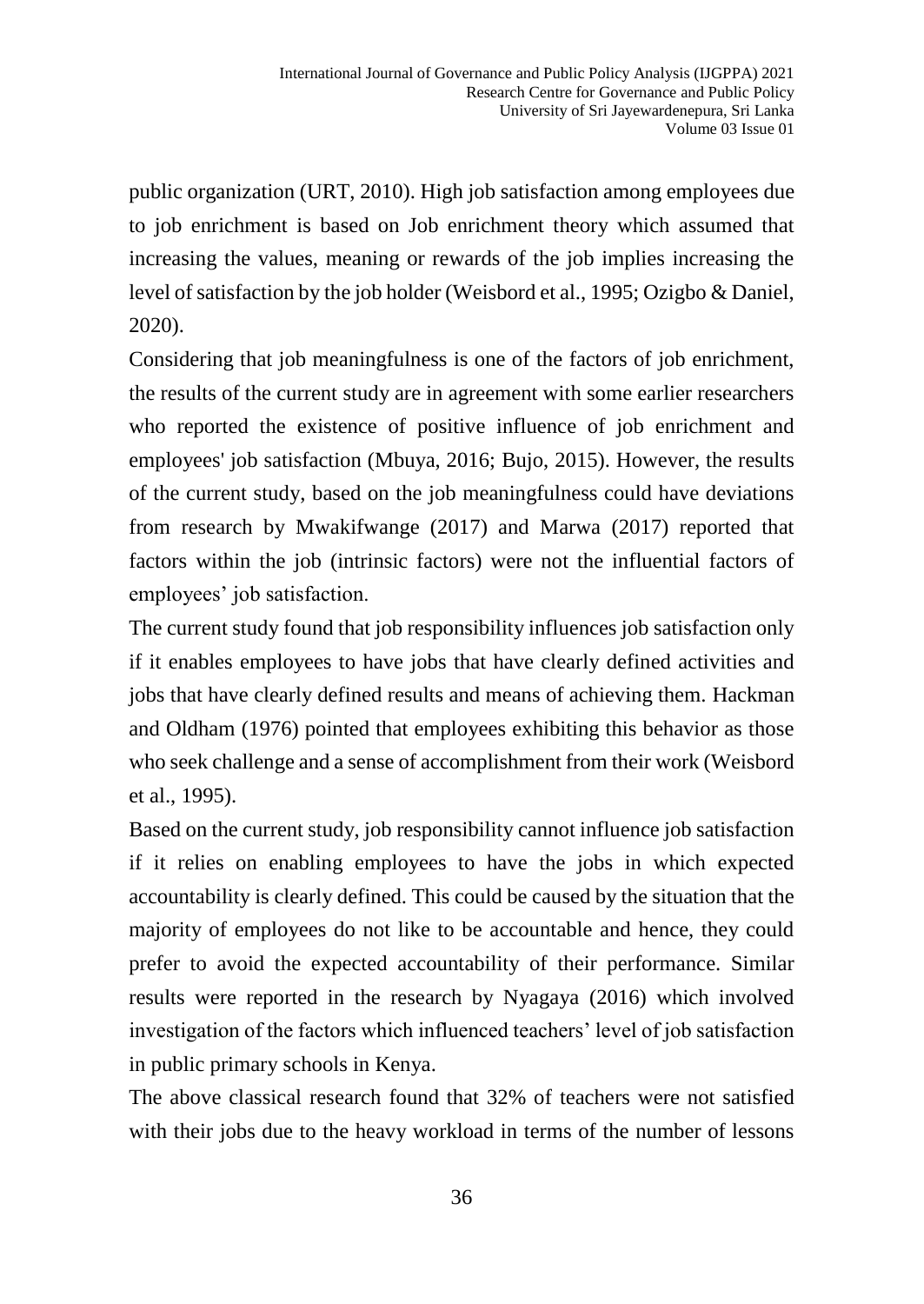public organization (URT, 2010). High job satisfaction among employees due to job enrichment is based on Job enrichment theory which assumed that increasing the values, meaning or rewards of the job implies increasing the level of satisfaction by the job holder (Weisbord et al., 1995; Ozigbo & Daniel, 2020).

Considering that job meaningfulness is one of the factors of job enrichment, the results of the current study are in agreement with some earlier researchers who reported the existence of positive influence of job enrichment and employees' job satisfaction (Mbuya, 2016; Bujo, 2015). However, the results of the current study, based on the job meaningfulness could have deviations from research by Mwakifwange (2017) and Marwa (2017) reported that factors within the job (intrinsic factors) were not the influential factors of employees' job satisfaction.

The current study found that job responsibility influences job satisfaction only if it enables employees to have jobs that have clearly defined activities and jobs that have clearly defined results and means of achieving them. Hackman and Oldham (1976) pointed that employees exhibiting this behavior as those who seek challenge and a sense of accomplishment from their work (Weisbord et al., 1995).

Based on the current study, job responsibility cannot influence job satisfaction if it relies on enabling employees to have the jobs in which expected accountability is clearly defined. This could be caused by the situation that the majority of employees do not like to be accountable and hence, they could prefer to avoid the expected accountability of their performance. Similar results were reported in the research by Nyagaya (2016) which involved investigation of the factors which influenced teachers' level of job satisfaction in public primary schools in Kenya.

The above classical research found that 32% of teachers were not satisfied with their jobs due to the heavy workload in terms of the number of lessons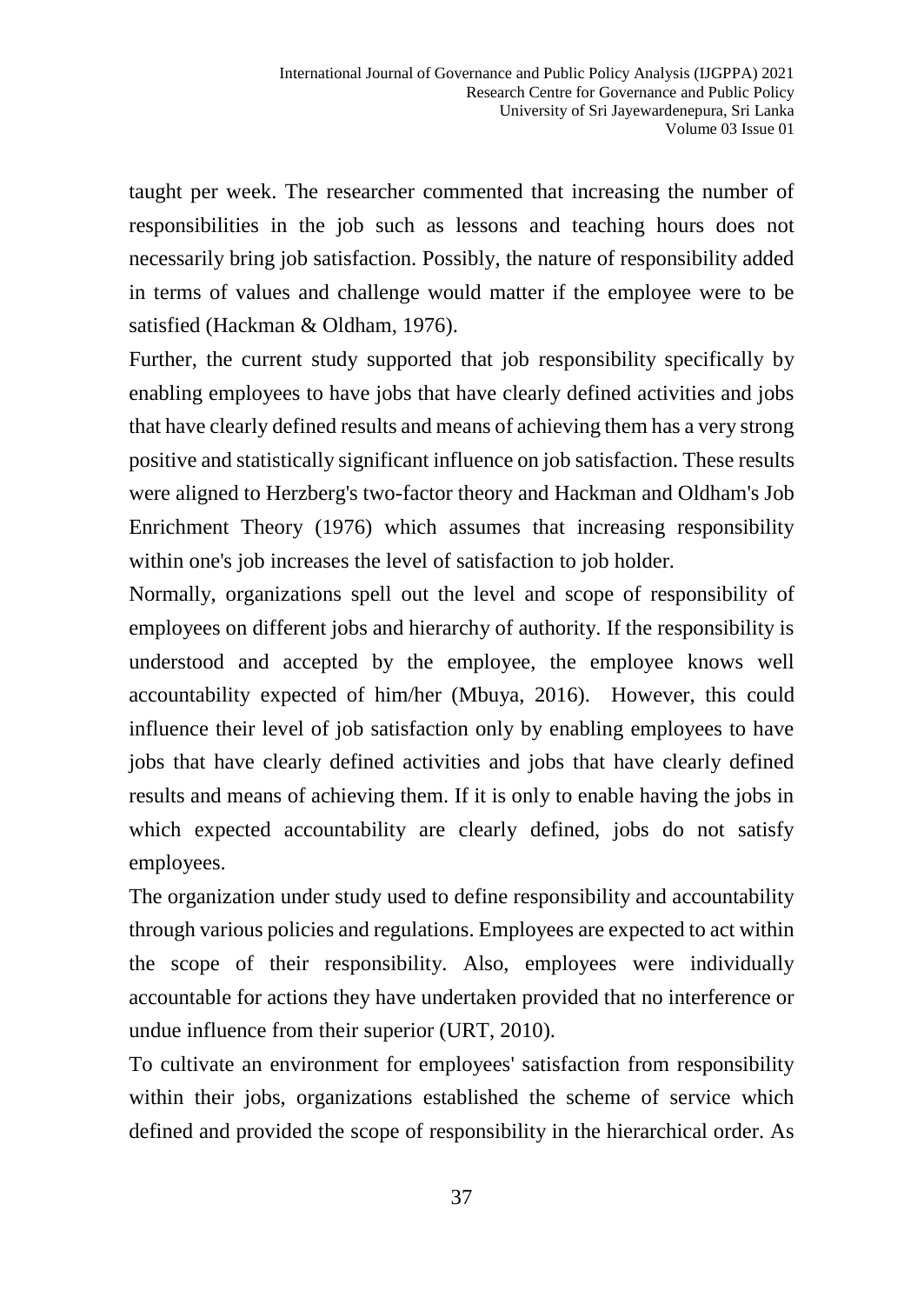taught per week. The researcher commented that increasing the number of responsibilities in the job such as lessons and teaching hours does not necessarily bring job satisfaction. Possibly, the nature of responsibility added in terms of values and challenge would matter if the employee were to be satisfied (Hackman & Oldham, 1976).

Further, the current study supported that job responsibility specifically by enabling employees to have jobs that have clearly defined activities and jobs that have clearly defined results and means of achieving them has a very strong positive and statistically significant influence on job satisfaction. These results were aligned to Herzberg's two-factor theory and Hackman and Oldham's Job Enrichment Theory (1976) which assumes that increasing responsibility within one's job increases the level of satisfaction to job holder.

Normally, organizations spell out the level and scope of responsibility of employees on different jobs and hierarchy of authority. If the responsibility is understood and accepted by the employee, the employee knows well accountability expected of him/her (Mbuya, 2016). However, this could influence their level of job satisfaction only by enabling employees to have jobs that have clearly defined activities and jobs that have clearly defined results and means of achieving them. If it is only to enable having the jobs in which expected accountability are clearly defined, jobs do not satisfy employees.

The organization under study used to define responsibility and accountability through various policies and regulations. Employees are expected to act within the scope of their responsibility. Also, employees were individually accountable for actions they have undertaken provided that no interference or undue influence from their superior (URT, 2010).

To cultivate an environment for employees' satisfaction from responsibility within their jobs, organizations established the scheme of service which defined and provided the scope of responsibility in the hierarchical order. As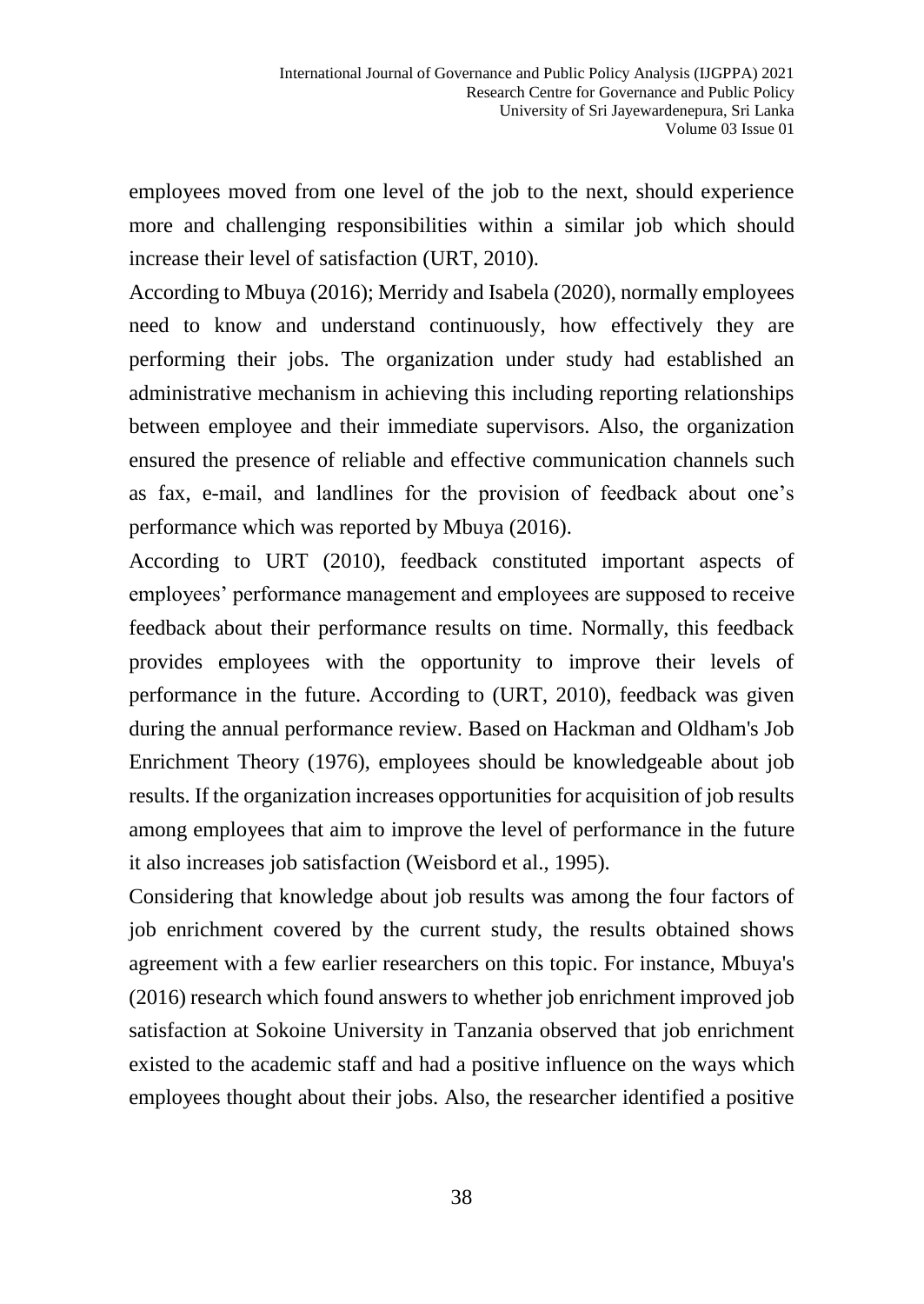employees moved from one level of the job to the next, should experience more and challenging responsibilities within a similar job which should increase their level of satisfaction (URT, 2010).

According to Mbuya (2016); Merridy and Isabela (2020), normally employees need to know and understand continuously, how effectively they are performing their jobs. The organization under study had established an administrative mechanism in achieving this including reporting relationships between employee and their immediate supervisors. Also, the organization ensured the presence of reliable and effective communication channels such as fax, e-mail, and landlines for the provision of feedback about one's performance which was reported by Mbuya (2016).

According to URT (2010), feedback constituted important aspects of employees' performance management and employees are supposed to receive feedback about their performance results on time. Normally, this feedback provides employees with the opportunity to improve their levels of performance in the future. According to (URT, 2010), feedback was given during the annual performance review. Based on Hackman and Oldham's Job Enrichment Theory (1976), employees should be knowledgeable about job results. If the organization increases opportunities for acquisition of job results among employees that aim to improve the level of performance in the future it also increases job satisfaction (Weisbord et al., 1995).

Considering that knowledge about job results was among the four factors of job enrichment covered by the current study, the results obtained shows agreement with a few earlier researchers on this topic. For instance, Mbuya's (2016) research which found answers to whether job enrichment improved job satisfaction at Sokoine University in Tanzania observed that job enrichment existed to the academic staff and had a positive influence on the ways which employees thought about their jobs. Also, the researcher identified a positive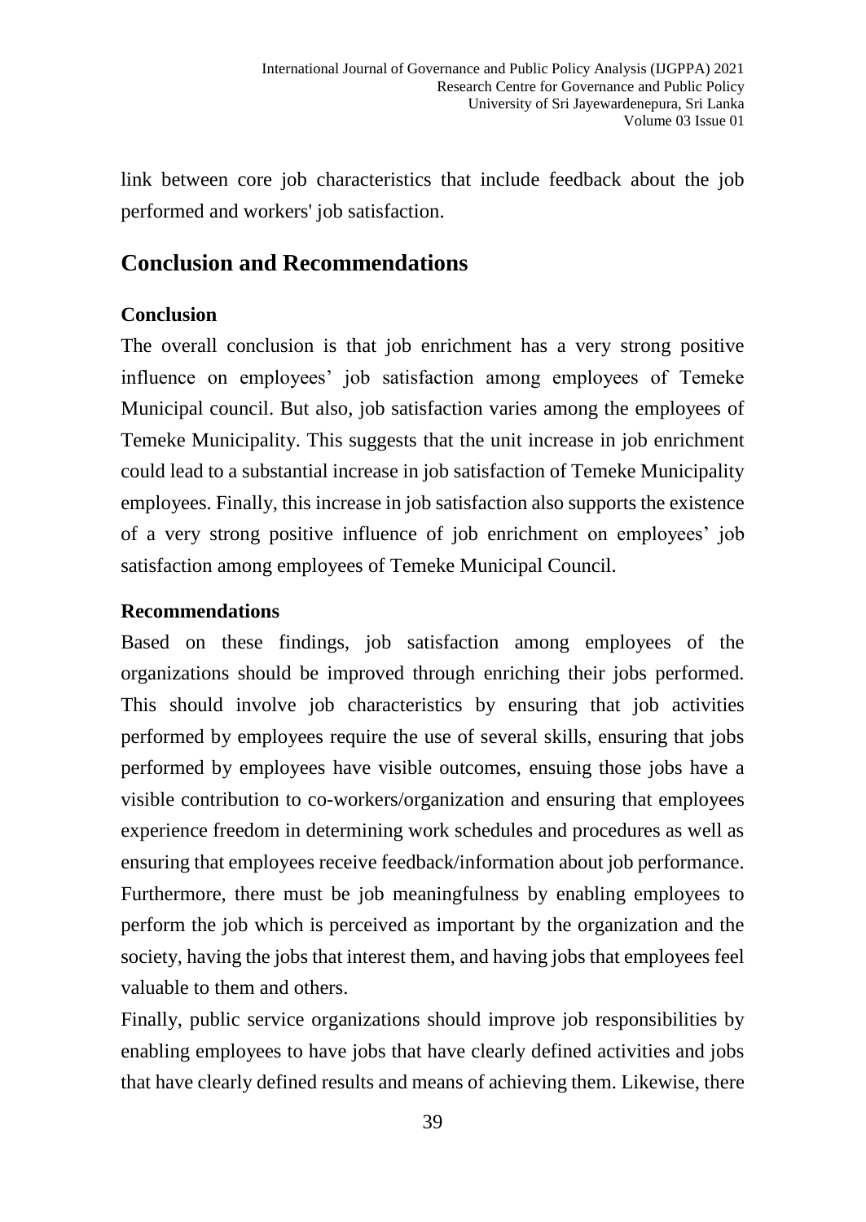link between core job characteristics that include feedback about the job performed and workers' job satisfaction.

## Conclusion and Recommendations

### Conclusion

The overall conclusion is that job enrichment has a very strong positive influence on employees' job satisfaction among employees of Temeke Municipal council. But also, job satisfaction varies among the employees of Temeke Municipality. This suggests that the unit increase in job enrichment could lead to a substantial increase in job satisfaction of Temeke Municipality employees. Finally, this increase in job satisfaction also supports the existence of a very strong positive influence of job enrichment on employees' job satisfaction among employees of Temeke Municipal Council.

### Recommendations

Based on these findings, job satisfaction among employees of the organizations should be improved through enriching their jobs performed. This should involve job characteristics by ensuring that job activities performed by employees require the use of several skills, ensuring that jobs performed by employees have visible outcomes, ensuing those jobs have a visible contribution to co-workers/organization and ensuring that employees experience freedom in determining work schedules and procedures as well as ensuring that employees receive feedback/information about job performance. Furthermore, there must be job meaningfulness by enabling employees to perform the job which is perceived as important by the organization and the society, having the jobs that interest them, and having jobs that employees feel valuable to them and others.

Finally, public service organizations should improve job responsibilities by enabling employees to have jobs that have clearly defined activities and jobs that have clearly defined results and means of achieving them. Likewise, there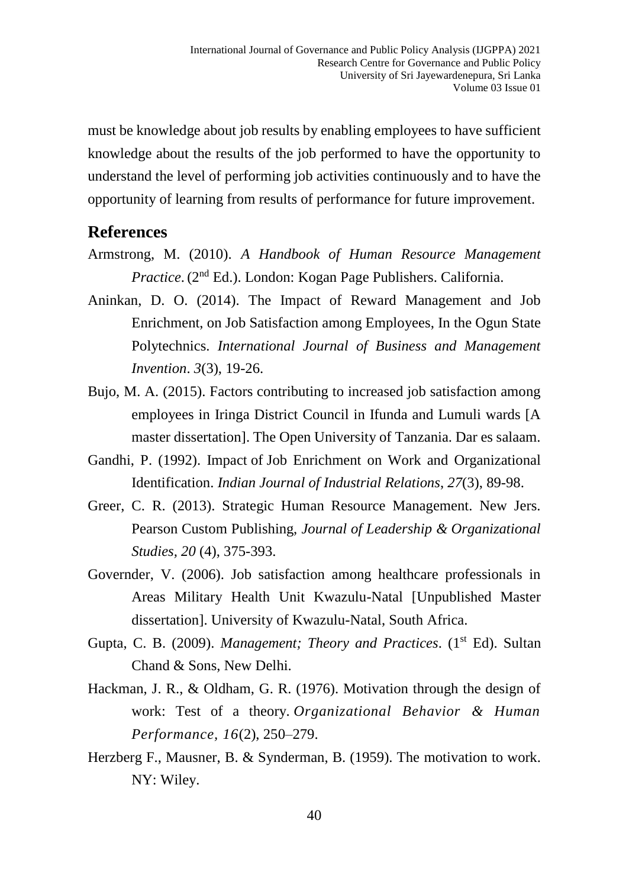must be knowledge about job results by enabling employees to have sufficient knowledge about the results of the job performed to have the opportunity to understand the level of performing job activities continuously and to have the opportunity of learning from results of performance for future improvement.

## References

Armstrong, M. (2010). *A Handbook of Human Resource Management Practice*. (2nd Ed.). London: Kogan Page Publishers. California.

Aninkan, D. O. (2014). The Impact of Reward Management and Job Enrichment, on Job Satisfaction among Employees, In the Ogun State Polytechnics. *International Journal of Business and Management Invention*. *3*(3), 19-26.

Bujo, M. A. (2015). Factors contributing to increased job satisfaction among employees in Iringa District Council in Ifunda and Lumuli wards [A master dissertation]. The Open University of Tanzania. Dar es salaam.

Gandhi, P. (1992). Impact of Job Enrichment on Work and Organizational Identification. *Indian Journal of Industrial Relations*, *27*(3), 89-98.

Greer, C. R. (2013). Strategic Human Resource Management. New Jers. Pearson Custom Publishing, *Journal of Leadership & Organizational Studies*, *20* (4), 375-393.

Governder, V. (2006). Job satisfaction among healthcare professionals in Areas Military Health Unit Kwazulu-Natal [Unpublished Master dissertation]. University of Kwazulu-Natal, South Africa.

Gupta, C. B. (2009). *Management; Theory and Practices*. (1st Ed). Sultan Chand & Sons, New Delhi.

Hackman, J. R., & Oldham, G. R. (1976). Motivation through the design of work: Test of a theory. *Organizational Behavior & Human Performance*, *16*(2), 250–279.

Herzberg F., Mausner, B. & Synderman, B. (1959). The motivation to work. NY: Wiley.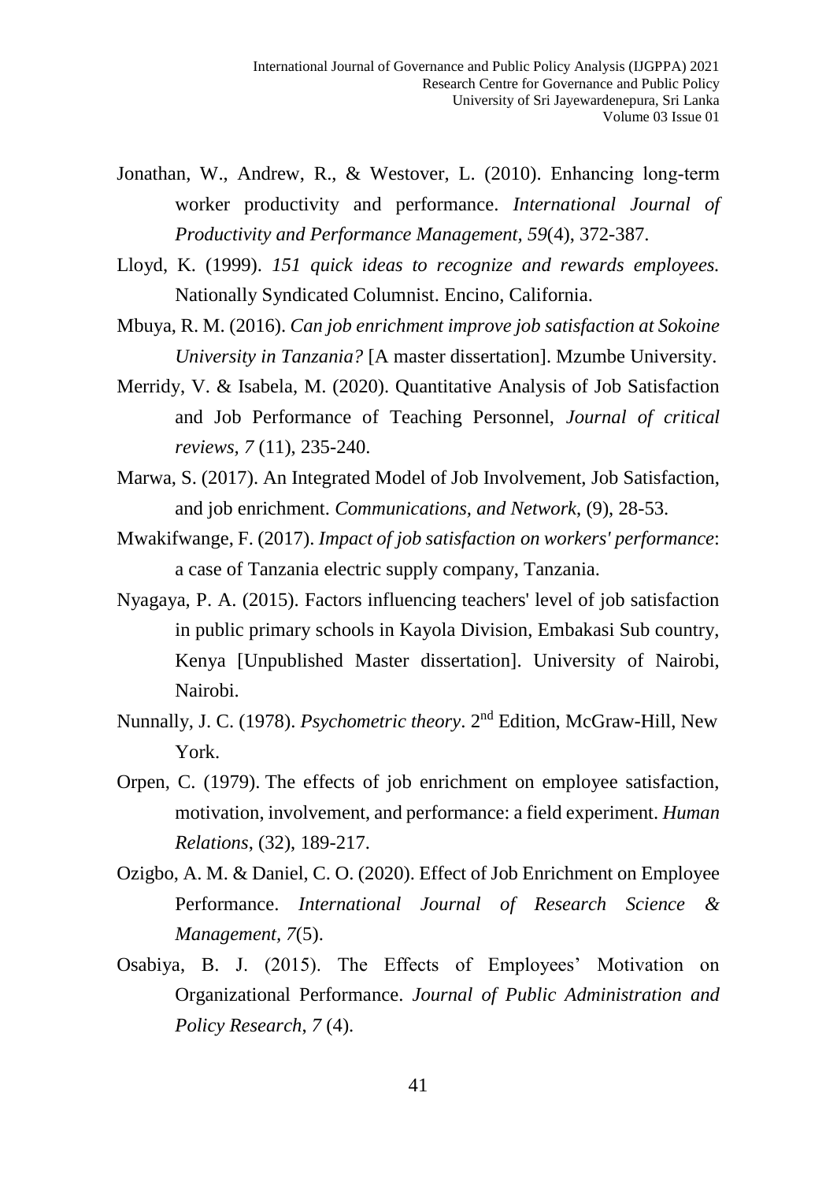Jonathan, W., Andrew, R., & Westover, L. (2010). Enhancing long-term worker productivity and performance. *International Journal of Productivity and Performance Management*, *59*(4), 372-387.

Lloyd, K. (1999). *151 quick ideas to recognize and rewards employees.* Nationally Syndicated Columnist. Encino, California.

Mbuya, R. M. (2016). *Can job enrichment improve job satisfaction at Sokoine University in Tanzania?* [A master dissertation]. Mzumbe University.

Merridy, V. & Isabela, M. (2020). Quantitative Analysis of Job Satisfaction and Job Performance of Teaching Personnel, *Journal of critical reviews, 7* (11), 235-240.

Marwa, S. (2017). An Integrated Model of Job Involvement, Job Satisfaction, and job enrichment. *Communications, and Network*, (9), 28-53.

Mwakifwange, F. (2017). *Impact of job satisfaction on workers' performance*: a case of Tanzania electric supply company, Tanzania.

Nyagaya, P. A. (2015). Factors influencing teachers' level of job satisfaction in public primary schools in Kayola Division, Embakasi Sub country, Kenya [Unpublished Master dissertation]. University of Nairobi, Nairobi.

Nunnally, J. C. (1978). *Psychometric theory*. 2nd Edition, McGraw-Hill, New York.

Orpen, C. (1979). The effects of job enrichment on employee satisfaction, motivation, involvement, and performance: a field experiment. *Human Relations*, (32), 189-217.

Ozigbo, A. M. & Daniel, C. O. (2020). Effect of Job Enrichment on Employee Performance. *International Journal of Research Science & Management*, *7*(5).

Osabiya, B. J. (2015). The Effects of Employees' Motivation on Organizational Performance. *Journal of Public Administration and Policy Research*, *7* (4).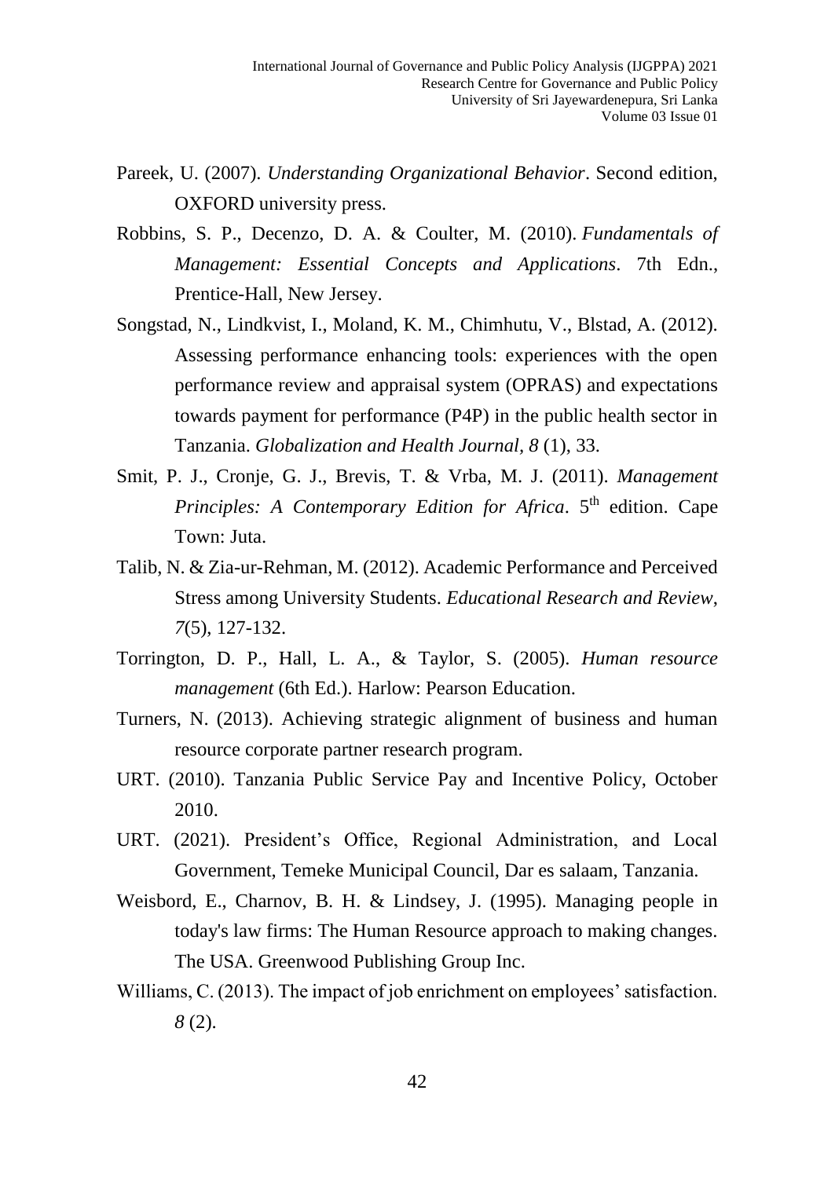Pareek, U. (2007). *Understanding Organizational Behavior*. Second edition, OXFORD university press.

Robbins, S. P., Decenzo, D. A. & Coulter, M. (2010). *Fundamentals of Management: Essential Concepts and Applications*. 7th Edn., Prentice-Hall, New Jersey.

Songstad, N., Lindkvist, I., Moland, K. M., Chimhutu, V., Blstad, A. (2012). Assessing performance enhancing tools: experiences with the open performance review and appraisal system (OPRAS) and expectations towards payment for performance (P4P) in the public health sector in Tanzania. *Globalization and Health Journal, 8* (1), 33.

Smit, P. J., Cronje, G. J., Brevis, T. & Vrba, M. J. (2011). *Management Principles: A Contemporary Edition for Africa*. 5th edition. Cape Town: Juta.

Talib, N. & Zia-ur-Rehman, M. (2012). Academic Performance and Perceived Stress among University Students. *Educational Research and Review*, *7*(5), 127-132.

Torrington, D. P., Hall, L. A., & Taylor, S. (2005). *Human resource management* (6th Ed.). Harlow: Pearson Education.

Turners, N. (2013). Achieving strategic alignment of business and human resource corporate partner research program.

URT. (2010). Tanzania Public Service Pay and Incentive Policy, October 2010.

URT. (2021). President's Office, Regional Administration, and Local Government, Temeke Municipal Council, Dar es salaam, Tanzania.

Weisbord, E., Charnov, B. H. & Lindsey, J. (1995). Managing people in today's law firms: The Human Resource approach to making changes. The USA. Greenwood Publishing Group Inc.

Williams, C. (2013). The impact of job enrichment on employees' satisfaction. *8* (2).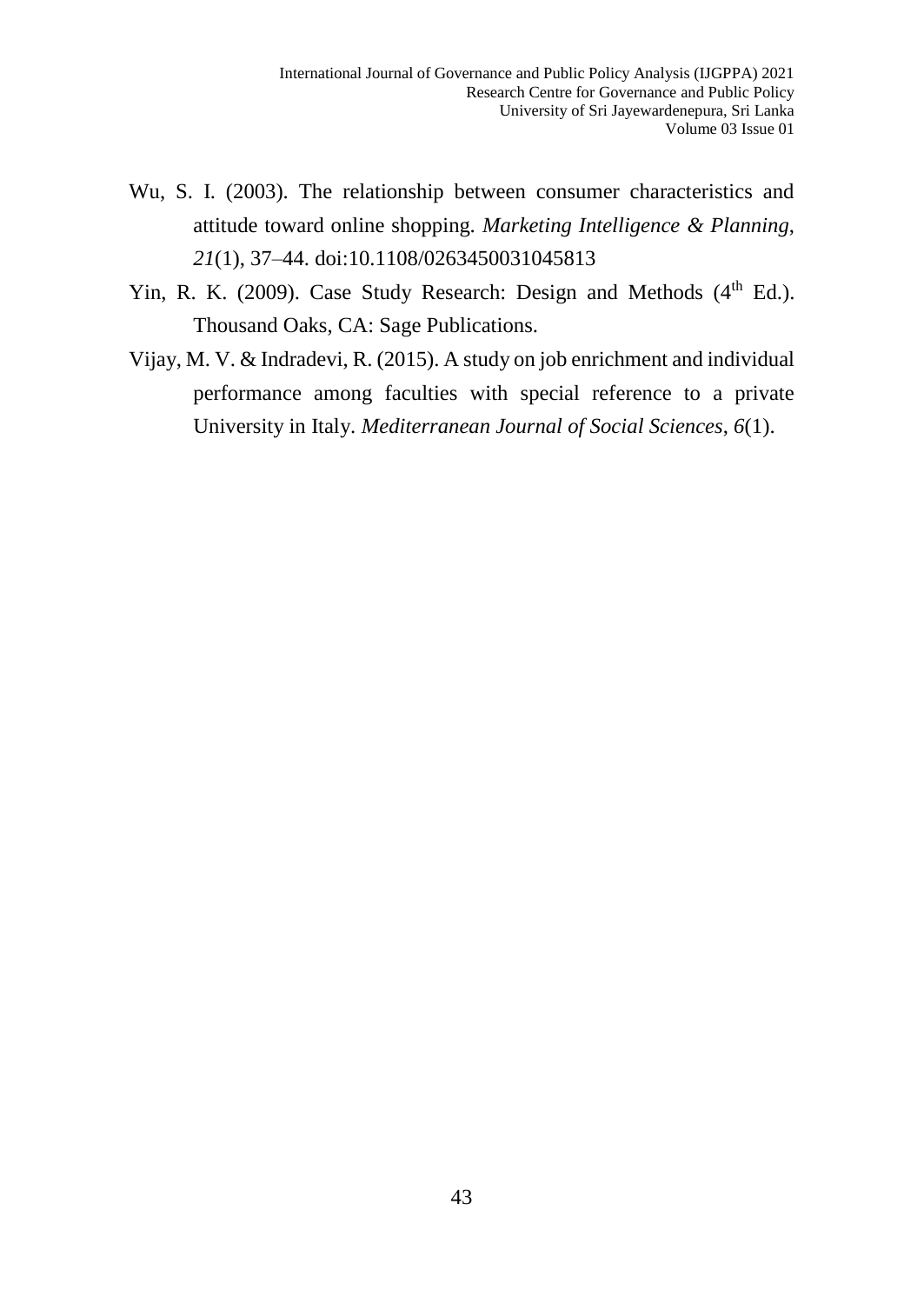Wu, S. I. (2003). The relationship between consumer characteristics and attitude toward online shopping. *Marketing Intelligence & Planning*, *21*(1), 37–44. doi:10.1108/0263450031045813

Yin, R. K. (2009). Case Study Research: Design and Methods (4th Ed.). Thousand Oaks, CA: Sage Publications.

Vijay, M. V. & Indradevi, R. (2015). A study on job enrichment and individual performance among faculties with special reference to a private University in Italy. *Mediterranean Journal of Social Sciences*, *6*(1).